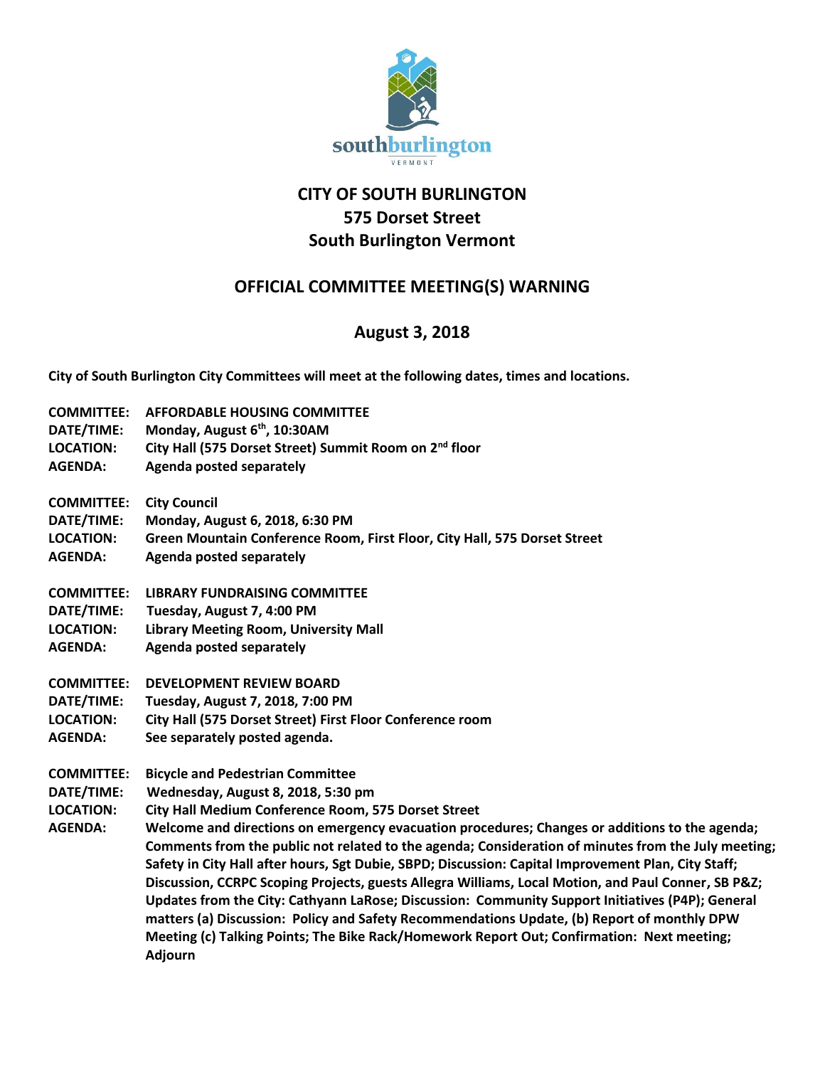southburlington
VERMONT

# CITY OF SOUTH BURLINGTON
# 575 Dorset Street
# South Burlington Vermont

## OFFICIAL COMMITTEE MEETING(S) WARNING

## August 3, 2018

**City of South Burlington City Committees will meet at the following dates, times and locations.**

**COMMITTEE:** **AFFORDABLE HOUSING COMMITTEE**
**DATE/TIME:** **Monday, August 6th, 10:30AM**
**LOCATION:** **City Hall (575 Dorset Street) Summit Room on 2nd floor**
**AGENDA:** **Agenda posted separately**

**COMMITTEE:** **City Council**
**DATE/TIME:** **Monday, August 6, 2018, 6:30 PM**
**LOCATION:** **Green Mountain Conference Room, First Floor, City Hall, 575 Dorset Street**
**AGENDA:** **Agenda posted separately**

**COMMITTEE:** **LIBRARY FUNDRAISING COMMITTEE**
**DATE/TIME:** **Tuesday, August 7, 4:00 PM**
**LOCATION:** **Library Meeting Room, University Mall**
**AGENDA:** **Agenda posted separately**

**COMMITTEE:** **DEVELOPMENT REVIEW BOARD**
**DATE/TIME:** **Tuesday, August 7, 2018, 7:00 PM**
**LOCATION:** **City Hall (575 Dorset Street) First Floor Conference room**
**AGENDA:** **See separately posted agenda.**

**COMMITTEE:** **Bicycle and Pedestrian Committee**
**DATE/TIME:** **Wednesday, August 8, 2018, 5:30 pm**
**LOCATION:** **City Hall Medium Conference Room, 575 Dorset Street**
**AGENDA:** **Welcome and directions on emergency evacuation procedures; Changes or additions to the agenda; Comments from the public not related to the agenda; Consideration of minutes from the July meeting; Safety in City Hall after hours, Sgt Dubie, SBPD; Discussion: Capital Improvement Plan, City Staff; Discussion, CCRPC Scoping Projects, guests Allegra Williams, Local Motion, and Paul Conner, SB P&Z; Updates from the City: Cathyann LaRose; Discussion: Community Support Initiatives (P4P); General matters (a) Discussion: Policy and Safety Recommendations Update, (b) Report of monthly DPW Meeting (c) Talking Points; The Bike Rack/Homework Report Out; Confirmation: Next meeting; Adjourn**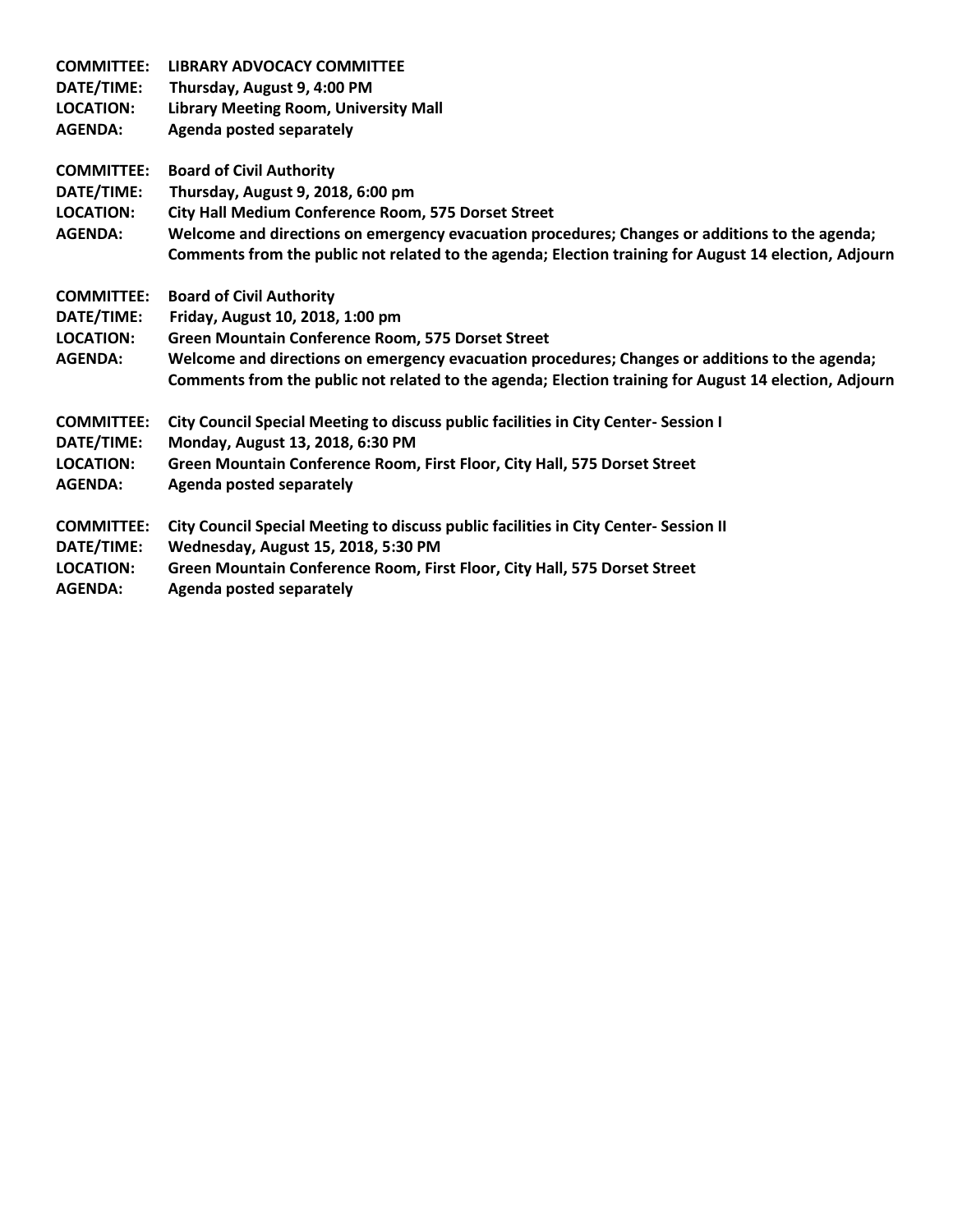**COMMITTEE:** **LIBRARY ADVOCACY COMMITTEE**
**DATE/TIME:** **Thursday, August 9, 4:00 PM**
**LOCATION:** **Library Meeting Room, University Mall**
**AGENDA:** **Agenda posted separately**

**COMMITTEE:** **Board of Civil Authority**
**DATE/TIME:** **Thursday, August 9, 2018, 6:00 pm**
**LOCATION:** **City Hall Medium Conference Room, 575 Dorset Street**
**AGENDA:** **Welcome and directions on emergency evacuation procedures; Changes or additions to the agenda; Comments from the public not related to the agenda; Election training for August 14 election, Adjourn**

**COMMITTEE:** **Board of Civil Authority**
**DATE/TIME:** **Friday, August 10, 2018, 1:00 pm**
**LOCATION:** **Green Mountain Conference Room, 575 Dorset Street**
**AGENDA:** **Welcome and directions on emergency evacuation procedures; Changes or additions to the agenda; Comments from the public not related to the agenda; Election training for August 14 election, Adjourn**

**COMMITTEE:** **City Council Special Meeting to discuss public facilities in City Center- Session I**
**DATE/TIME:** **Monday, August 13, 2018, 6:30 PM**
**LOCATION:** **Green Mountain Conference Room, First Floor, City Hall, 575 Dorset Street**
**AGENDA:** **Agenda posted separately**

**COMMITTEE:** **City Council Special Meeting to discuss public facilities in City Center- Session II**
**DATE/TIME:** **Wednesday, August 15, 2018, 5:30 PM**
**LOCATION:** **Green Mountain Conference Room, First Floor, City Hall, 575 Dorset Street**
**AGENDA:** **Agenda posted separately**